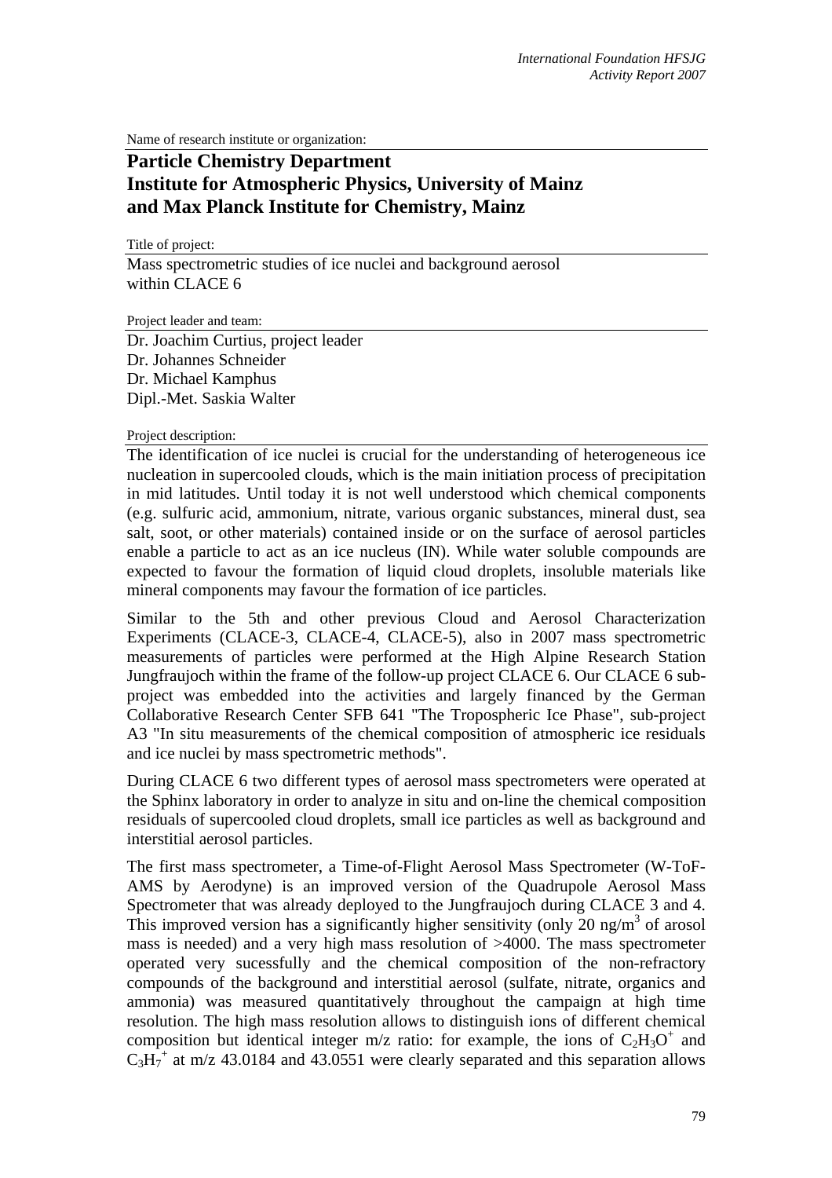Name of research institute or organization:

# Particle Chemistry Department
# Institute for Atmospheric Physics, University of Mainz
# and Max Planck Institute for Chemistry, Mainz

Title of project:

Mass spectrometric studies of ice nuclei and background aerosol within CLACE 6

Project leader and team:

Dr. Joachim Curtius, project leader
Dr. Johannes Schneider
Dr. Michael Kamphus
Dipl.-Met. Saskia Walter

Project description:

The identification of ice nuclei is crucial for the understanding of heterogeneous ice nucleation in supercooled clouds, which is the main initiation process of precipitation in mid latitudes. Until today it is not well understood which chemical components (e.g. sulfuric acid, ammonium, nitrate, various organic substances, mineral dust, sea salt, soot, or other materials) contained inside or on the surface of aerosol particles enable a particle to act as an ice nucleus (IN). While water soluble compounds are expected to favour the formation of liquid cloud droplets, insoluble materials like mineral components may favour the formation of ice particles.

Similar to the 5th and other previous Cloud and Aerosol Characterization Experiments (CLACE-3, CLACE-4, CLACE-5), also in 2007 mass spectrometric measurements of particles were performed at the High Alpine Research Station Jungfraujoch within the frame of the follow-up project CLACE 6. Our CLACE 6 sub-project was embedded into the activities and largely financed by the German Collaborative Research Center SFB 641 "The Tropospheric Ice Phase", sub-project A3 "In situ measurements of the chemical composition of atmospheric ice residuals and ice nuclei by mass spectrometric methods".

During CLACE 6 two different types of aerosol mass spectrometers were operated at the Sphinx laboratory in order to analyze in situ and on-line the chemical composition residuals of supercooled cloud droplets, small ice particles as well as background and interstitial aerosol particles.

The first mass spectrometer, a Time-of-Flight Aerosol Mass Spectrometer (W-ToF-AMS by Aerodyne) is an improved version of the Quadrupole Aerosol Mass Spectrometer that was already deployed to the Jungfraujoch during CLACE 3 and 4. This improved version has a significantly higher sensitivity (only 20 ng/m$^3$ of arosol mass is needed) and a very high mass resolution of >4000. The mass spectrometer operated very sucessfully and the chemical composition of the non-refractory compounds of the background and interstitial aerosol (sulfate, nitrate, organics and ammonia) was measured quantitatively throughout the campaign at high time resolution. The high mass resolution allows to distinguish ions of different chemical composition but identical integer m/z ratio: for example, the ions of $C_2H_3O^+$ and $C_3H_7^+$ at m/z 43.0184 and 43.0551 were clearly separated and this separation allows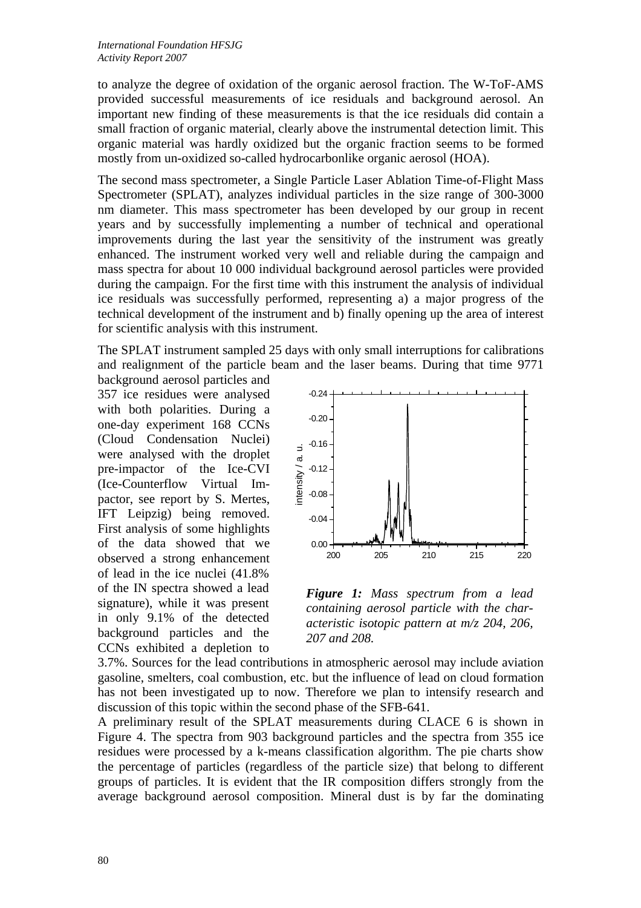to analyze the degree of oxidation of the organic aerosol fraction. The W-ToF-AMS provided successful measurements of ice residuals and background aerosol. An important new finding of these measurements is that the ice residuals did contain a small fraction of organic material, clearly above the instrumental detection limit. This organic material was hardly oxidized but the organic fraction seems to be formed mostly from un-oxidized so-called hydrocarbonlike organic aerosol (HOA).

The second mass spectrometer, a Single Particle Laser Ablation Time-of-Flight Mass Spectrometer (SPLAT), analyzes individual particles in the size range of 300-3000 nm diameter. This mass spectrometer has been developed by our group in recent years and by successfully implementing a number of technical and operational improvements during the last year the sensitivity of the instrument was greatly enhanced. The instrument worked very well and reliable during the campaign and mass spectra for about 10 000 individual background aerosol particles were provided during the campaign. For the first time with this instrument the analysis of individual ice residuals was successfully performed, representing a) a major progress of the technical development of the instrument and b) finally opening up the area of interest for scientific analysis with this instrument.

The SPLAT instrument sampled 25 days with only small interruptions for calibrations and realignment of the particle beam and the laser beams. During that time 9771 background aerosol particles and 357 ice residues were analysed with both polarities. During a one-day experiment 168 CCNs (Cloud Condensation Nuclei) were analysed with the droplet pre-impactor of the Ice-CVI (Ice-Counterflow Virtual Impactor, see report by S. Mertes, IFT Leipzig) being removed. First analysis of some highlights of the data showed that we observed a strong enhancement of lead in the ice nuclei (41.8% of the IN spectra showed a lead signature), while it was present in only 9.1% of the detected background particles and the CCNs exhibited a depletion to 3.7%. Sources for the lead contributions in atmospheric aerosol may include aviation gasoline, smelters, coal combustion, etc. but the influence of lead on cloud formation has not been investigated up to now. Therefore we plan to intensify research and discussion of this topic within the second phase of the SFB-641.

***Figure 1:** Mass spectrum from a lead containing aerosol particle with the characteristic isotopic pattern at m/z 204, 206, 207 and 208.*

A preliminary result of the SPLAT measurements during CLACE 6 is shown in Figure 4. The spectra from 903 background particles and the spectra from 355 ice residues were processed by a k-means classification algorithm. The pie charts show the percentage of particles (regardless of the particle size) that belong to different groups of particles. It is evident that the IR composition differs strongly from the average background aerosol composition. Mineral dust is by far the dominating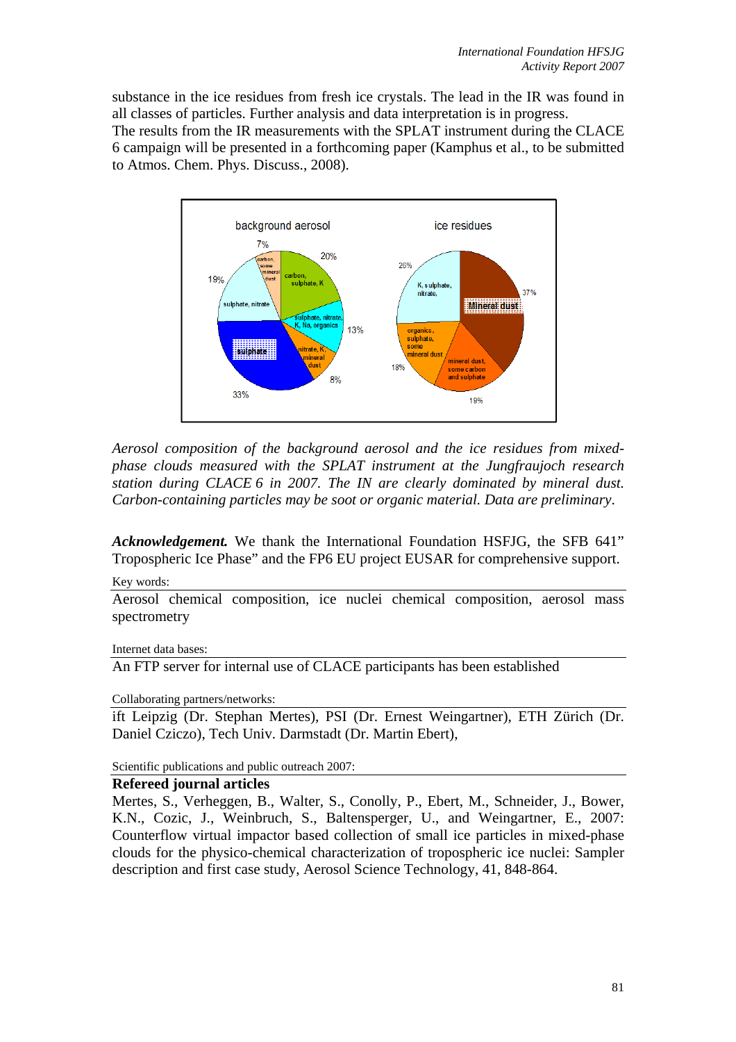substance in the ice residues from fresh ice crystals. The lead in the IR was found in all classes of particles. Further analysis and data interpretation is in progress.
The results from the IR measurements with the SPLAT instrument during the CLACE 6 campaign will be presented in a forthcoming paper (Kamphus et al., to be submitted to Atmos. Chem. Phys. Discuss., 2008).

*Aerosol composition of the background aerosol and the ice residues from mixed-phase clouds measured with the SPLAT instrument at the Jungfraujoch research station during CLACE 6 in 2007. The IN are clearly dominated by mineral dust. Carbon-containing particles may be soot or organic material. Data are preliminary.*

***Acknowledgement.*** We thank the International Foundation HSFJG, the SFB 641" Tropospheric Ice Phase" and the FP6 EU project EUSAR for comprehensive support.

Key words:

Aerosol chemical composition, ice nuclei chemical composition, aerosol mass spectrometry

Internet data bases:

An FTP server for internal use of CLACE participants has been established

Collaborating partners/networks:

ift Leipzig (Dr. Stephan Mertes), PSI (Dr. Ernest Weingartner), ETH Zürich (Dr. Daniel Cziczo), Tech Univ. Darmstadt (Dr. Martin Ebert),

Scientific publications and public outreach 2007:

**Refereed journal articles**

Mertes, S., Verheggen, B., Walter, S., Conolly, P., Ebert, M., Schneider, J., Bower, K.N., Cozic, J., Weinbruch, S., Baltensperger, U., and Weingartner, E., 2007: Counterflow virtual impactor based collection of small ice particles in mixed-phase clouds for the physico-chemical characterization of tropospheric ice nuclei: Sampler description and first case study, Aerosol Science Technology, 41, 848-864.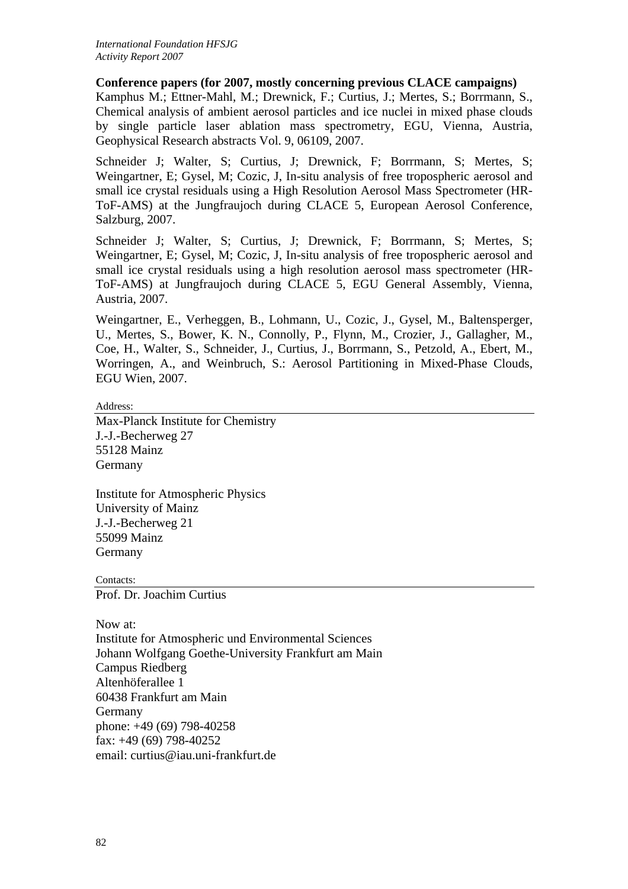**Conference papers (for 2007, mostly concerning previous CLACE campaigns)**

Kamphus M.; Ettner-Mahl, M.; Drewnick, F.; Curtius, J.; Mertes, S.; Borrmann, S., Chemical analysis of ambient aerosol particles and ice nuclei in mixed phase clouds by single particle laser ablation mass spectrometry, EGU, Vienna, Austria, Geophysical Research abstracts Vol. 9, 06109, 2007.

Schneider J; Walter, S; Curtius, J; Drewnick, F; Borrmann, S; Mertes, S; Weingartner, E; Gysel, M; Cozic, J, In-situ analysis of free tropospheric aerosol and small ice crystal residuals using a High Resolution Aerosol Mass Spectrometer (HR-ToF-AMS) at the Jungfraujoch during CLACE 5, European Aerosol Conference, Salzburg, 2007.

Schneider J; Walter, S; Curtius, J; Drewnick, F; Borrmann, S; Mertes, S; Weingartner, E; Gysel, M; Cozic, J, In-situ analysis of free tropospheric aerosol and small ice crystal residuals using a high resolution aerosol mass spectrometer (HR-ToF-AMS) at Jungfraujoch during CLACE 5, EGU General Assembly, Vienna, Austria, 2007.

Weingartner, E., Verheggen, B., Lohmann, U., Cozic, J., Gysel, M., Baltensperger, U., Mertes, S., Bower, K. N., Connolly, P., Flynn, M., Crozier, J., Gallagher, M., Coe, H., Walter, S., Schneider, J., Curtius, J., Borrmann, S., Petzold, A., Ebert, M., Worringen, A., and Weinbruch, S.: Aerosol Partitioning in Mixed-Phase Clouds, EGU Wien, 2007.

Address:

Max-Planck Institute for Chemistry
J.-J.-Becherweg 27
55128 Mainz
Germany

Institute for Atmospheric Physics
University of Mainz
J.-J.-Becherweg 21
55099 Mainz
Germany

Contacts:

Prof. Dr. Joachim Curtius

Now at:
Institute for Atmospheric und Environmental Sciences
Johann Wolfgang Goethe-University Frankfurt am Main
Campus Riedberg
Altenhöferallee 1
60438 Frankfurt am Main
Germany
phone: +49 (69) 798-40258
fax: +49 (69) 798-40252
email: curtius@iau.uni-frankfurt.de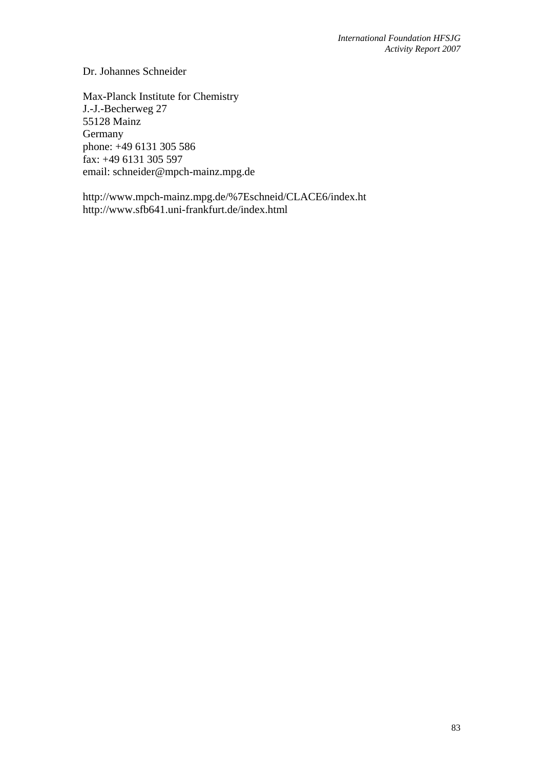Dr. Johannes Schneider

Max-Planck Institute for Chemistry  
J.-J.-Becherweg 27  
55128 Mainz  
Germany  
phone: +49 6131 305 586  
fax: +49 6131 305 597  
email: schneider@mpch-mainz.mpg.de

http://www.mpch-mainz.mpg.de/%7Eschneid/CLACE6/index.ht  
http://www.sfb641.uni-frankfurt.de/index.html